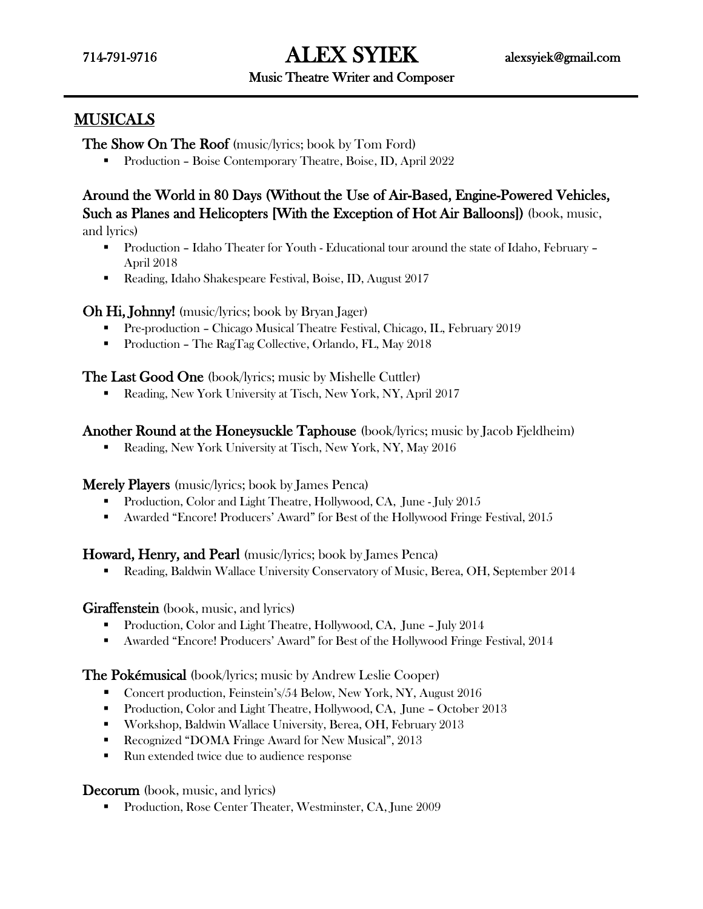714-791-9716

# ALEX SYIEK

alexsyiek@gmail.com

Music Theatre Writer and Composer

## MUSICALS

**The Show On The Roof** (music/lyrics; book by Tom Ford)

- Production – Boise Contemporary Theatre, Boise, ID, April 2022

**Around the World in 80 Days (Without the Use of Air-Based, Engine-Powered Vehicles, Such as Planes and Helicopters [With the Exception of Hot Air Balloons])** (book, music, and lyrics)

- Production – Idaho Theater for Youth - Educational tour around the state of Idaho, February – April 2018
- Reading, Idaho Shakespeare Festival, Boise, ID, August 2017

**Oh Hi, Johnny!** (music/lyrics; book by Bryan Jager)

- Pre-production – Chicago Musical Theatre Festival, Chicago, IL, February 2019
- Production – The RagTag Collective, Orlando, FL, May 2018

**The Last Good One** (book/lyrics; music by Mishelle Cuttler)

- Reading, New York University at Tisch, New York, NY, April 2017

**Another Round at the Honeysuckle Taphouse** (book/lyrics; music by Jacob Fjeldheim)

- Reading, New York University at Tisch, New York, NY, May 2016

**Merely Players** (music/lyrics; book by James Penca)

- Production, Color and Light Theatre, Hollywood, CA, June - July 2015
- Awarded "Encore! Producers' Award" for Best of the Hollywood Fringe Festival, 2015

**Howard, Henry, and Pearl** (music/lyrics; book by James Penca)

- Reading, Baldwin Wallace University Conservatory of Music, Berea, OH, September 2014

**Giraffenstein** (book, music, and lyrics)

- Production, Color and Light Theatre, Hollywood, CA, June – July 2014
- Awarded "Encore! Producers' Award" for Best of the Hollywood Fringe Festival, 2014

**The Pokémusical** (book/lyrics; music by Andrew Leslie Cooper)

- Concert production, Feinstein's/54 Below, New York, NY, August 2016
- Production, Color and Light Theatre, Hollywood, CA, June – October 2013
- Workshop, Baldwin Wallace University, Berea, OH, February 2013
- Recognized "DOMA Fringe Award for New Musical", 2013
- Run extended twice due to audience response

**Decorum** (book, music, and lyrics)

- Production, Rose Center Theater, Westminster, CA, June 2009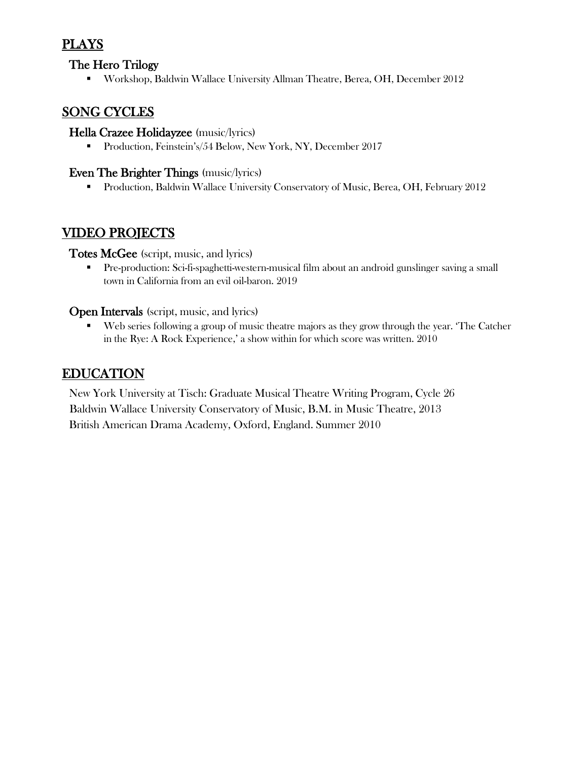## PLAYS

### The Hero Trilogy

- Workshop, Baldwin Wallace University Allman Theatre, Berea, OH, December 2012

## SONG CYCLES

### Hella Crazee Holidayzee (music/lyrics)

- Production, Feinstein's/54 Below, New York, NY, December 2017

### Even The Brighter Things (music/lyrics)

- Production, Baldwin Wallace University Conservatory of Music, Berea, OH, February 2012

## VIDEO PROJECTS

### Totes McGee (script, music, and lyrics)

- Pre-production: Sci-fi-spaghetti-western-musical film about an android gunslinger saving a small town in California from an evil oil-baron. 2019

### Open Intervals (script, music, and lyrics)

- Web series following a group of music theatre majors as they grow through the year. 'The Catcher in the Rye: A Rock Experience,' a show within for which score was written. 2010

## EDUCATION

New York University at Tisch: Graduate Musical Theatre Writing Program, Cycle 26
Baldwin Wallace University Conservatory of Music, B.M. in Music Theatre, 2013
British American Drama Academy, Oxford, England. Summer 2010